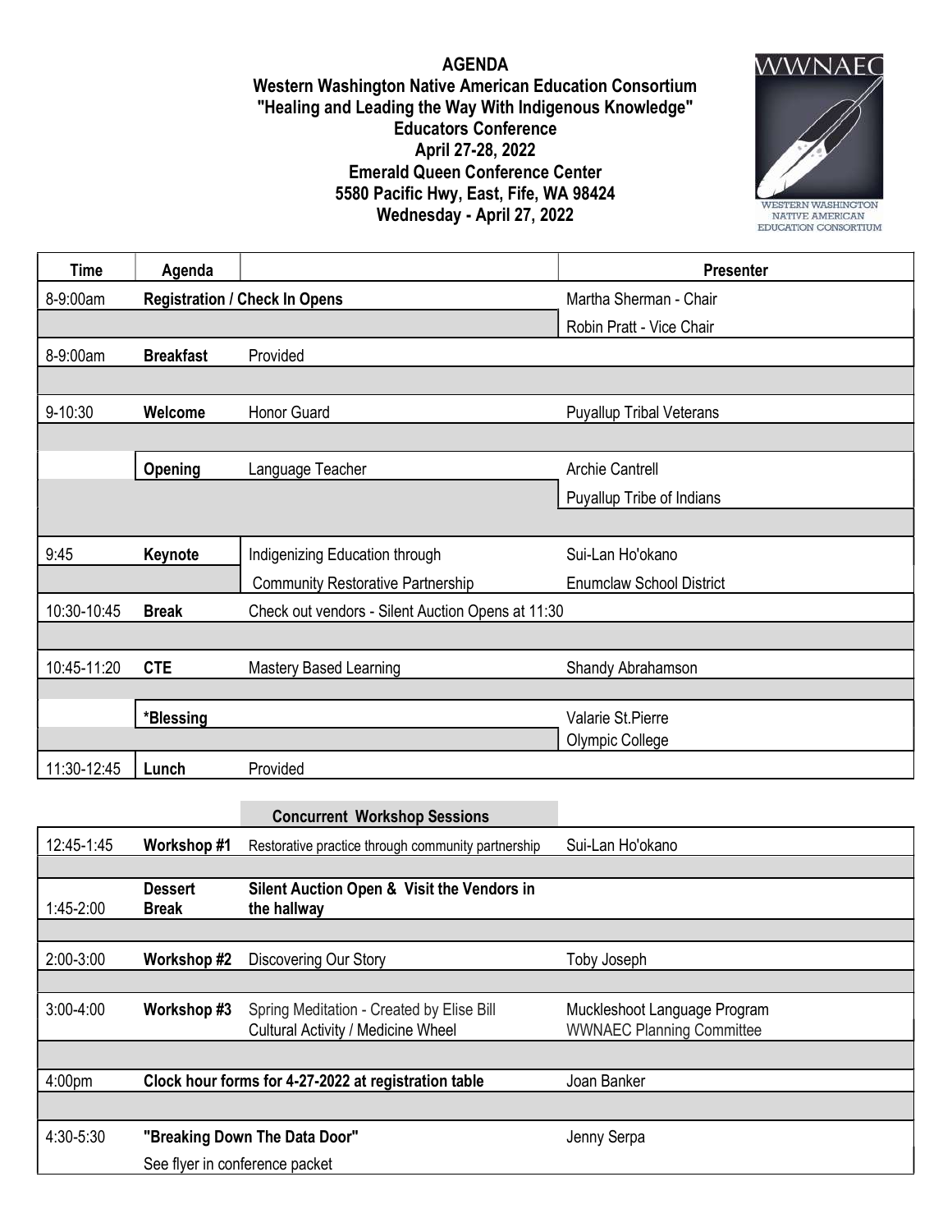**AGENDA**
**Western Washington Native American Education Consortium**
**"Healing and Leading the Way With Indigenous Knowledge"**
**Educators Conference**
**April 27-28, 2022**
**Emerald Queen Conference Center**
**5580 Pacific Hwy, East, Fife, WA 98424**
**Wednesday - April 27, 2022**

WWNAEC
WESTERN WASHINGTON NATIVE AMERICAN EDUCATION CONSORTIUM

| Time | Agenda | | Presenter |
|---|---|---|---|
| 8-9:00am | **Registration / Check In Opens** | | Martha Sherman - Chair |
| | | | Robin Pratt - Vice Chair |
| 8-9:00am | **Breakfast** | Provided | |
| 9-10:30 | **Welcome** | Honor Guard | Puyallup Tribal Veterans |
| | **Opening** | Language Teacher | Archie Cantrell |
| | | | Puyallup Tribe of Indians |
| 9:45 | **Keynote** | Indigenizing Education through | Sui-Lan Ho'okano |
| | | Community Restorative Partnership | Enumclaw School District |
| 10:30-10:45 | **Break** | Check out vendors - Silent Auction Opens at 11:30 | |
| 10:45-11:20 | **CTE** | Mastery Based Learning | Shandy Abrahamson |
| | ***Blessing** | | Valarie St.Pierre |
| | | | Olympic College |
| 11:30-12:45 | **Lunch** | Provided | |

**Concurrent Workshop Sessions**

| Time | Agenda | | Presenter |
|---|---|---|---|
| 12:45-1:45 | **Workshop #1** | Restorative practice through community partnership | Sui-Lan Ho'okano |
| 1:45-2:00 | **Dessert Break** | **Silent Auction Open & Visit the Vendors in the hallway** | |
| 2:00-3:00 | **Workshop #2** | Discovering Our Story | Toby Joseph |
| 3:00-4:00 | **Workshop #3** | Spring Meditation - Created by Elise Bill<br>Cultural Activity / Medicine Wheel | Muckleshoot Language Program<br>WWNAEC Planning Committee |
| 4:00pm | **Clock hour forms for 4-27-2022 at registration table** | | Joan Banker |
| 4:30-5:30 | **"Breaking Down The Data Door"** | | Jenny Serpa |
| | See flyer in conference packet | | |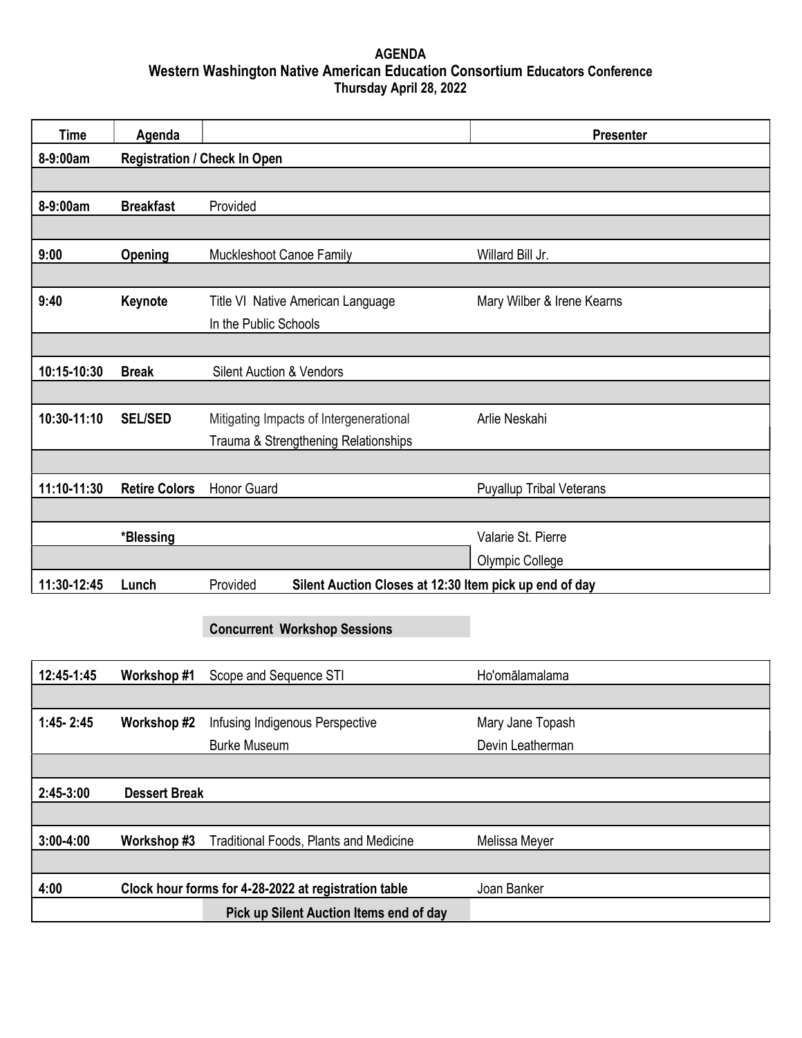**AGENDA**
**Western Washington Native American Education Consortium Educators Conference**
**Thursday April 28, 2022**

| Time | Agenda | | Presenter |
|---|---|---|---|
| **8-9:00am** | **Registration / Check In Open** | | |
| **8-9:00am** | **Breakfast** | Provided | |
| **9:00** | **Opening** | Muckleshoot Canoe Family | Willard Bill Jr. |
| **9:40** | **Keynote** | Title VI Native American Language In the Public Schools | Mary Wilber & Irene Kearns |
| **10:15-10:30** | **Break** | Silent Auction & Vendors | |
| **10:30-11:10** | **SEL/SED** | Mitigating Impacts of Intergenerational Trauma & Strengthening Relationships | Arlie Neskahi |
| **11:10-11:30** | **Retire Colors** | Honor Guard | Puyallup Tribal Veterans |
| | **\*Blessing** | | Valarie St. Pierre Olympic College |
| **11:30-12:45** | **Lunch** | Provided **Silent Auction Closes at 12:30 Item pick up end of day** | |

**Concurrent Workshop Sessions**

| | | | |
|---|---|---|---|
| **12:45-1:45** | **Workshop #1** | Scope and Sequence STI | Ho'omālamalama |
| **1:45- 2:45** | **Workshop #2** | Infusing Indigenous Perspective Burke Museum | Mary Jane Topash Devin Leatherman |
| **2:45-3:00** | **Dessert Break** | | |
| **3:00-4:00** | **Workshop #3** | Traditional Foods, Plants and Medicine | Melissa Meyer |
| **4:00** | **Clock hour forms for 4-28-2022 at registration table** | | Joan Banker |
| | | **Pick up Silent Auction Items end of day** | |